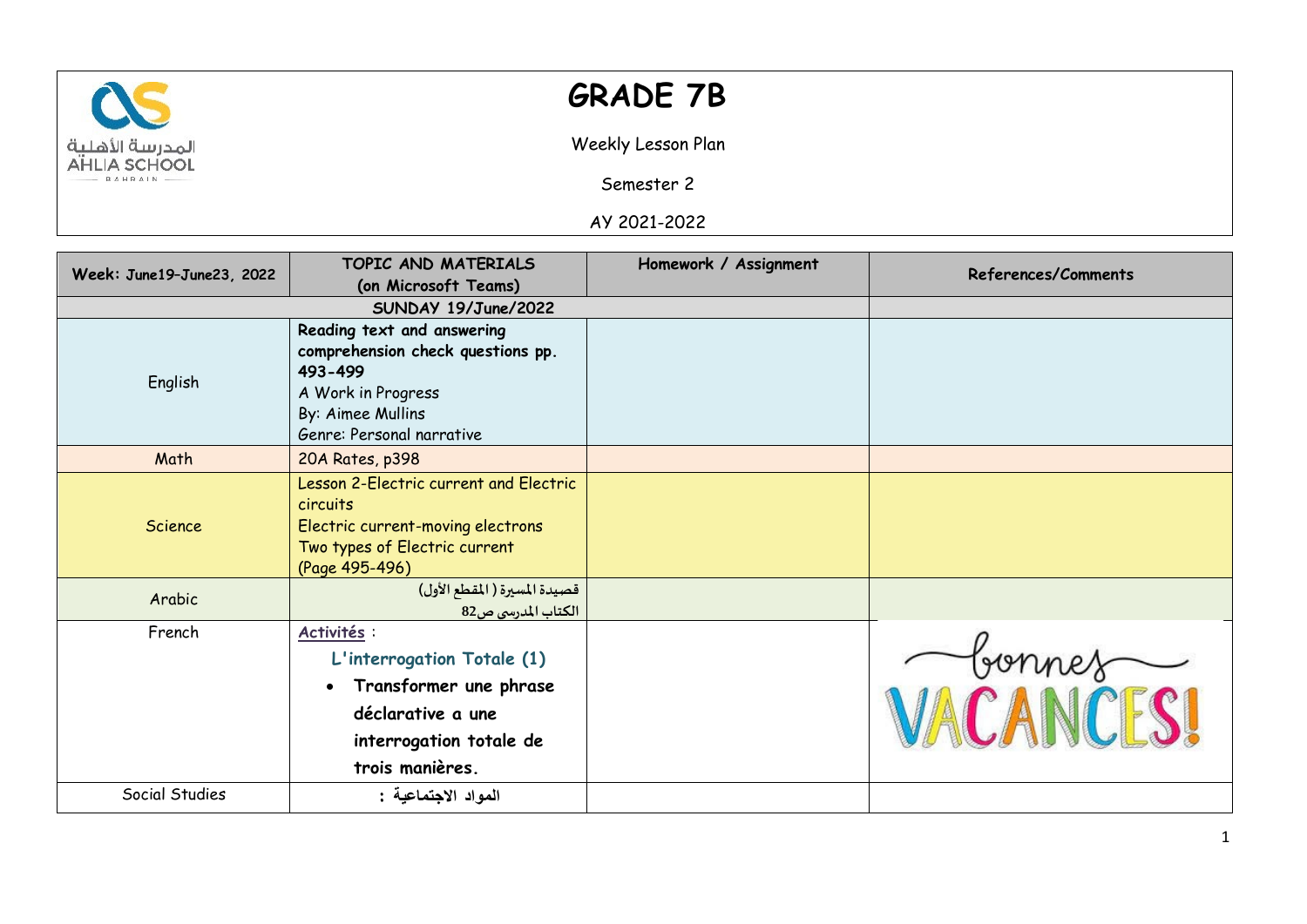# GRADE 7B

Weekly Lesson Plan

Semester 2

AY 2021-2022

| Week: June19–June23, 2022 | TOPIC AND MATERIALS (on Microsoft Teams) | Homework / Assignment | References/Comments |
|---|---|---|---|
| SUNDAY 19/June/2022 | | | |
| English | **Reading text and answering comprehension check questions pp. 493-499**<br>A Work in Progress<br>By: Aimee Mullins<br>Genre: Personal narrative | | |
| Math | 20A Rates, p398 | | |
| Science | Lesson 2-Electric current and Electric circuits<br>Electric current-moving electrons<br>Two types of Electric current<br>(Page 495-496) | | |
| Arabic | قصيدة المسيرة ( المقطع الأول)<br>الكتاب المدرسي ص82 | | |
| French | **Activités** :<br>**L'interrogation Totale (1)**<br>• **Transformer une phrase déclarative a une interrogation totale de trois manières.** | | bonnes VACANCES! |
| Social Studies | **المواد الاجتماعية :** | | |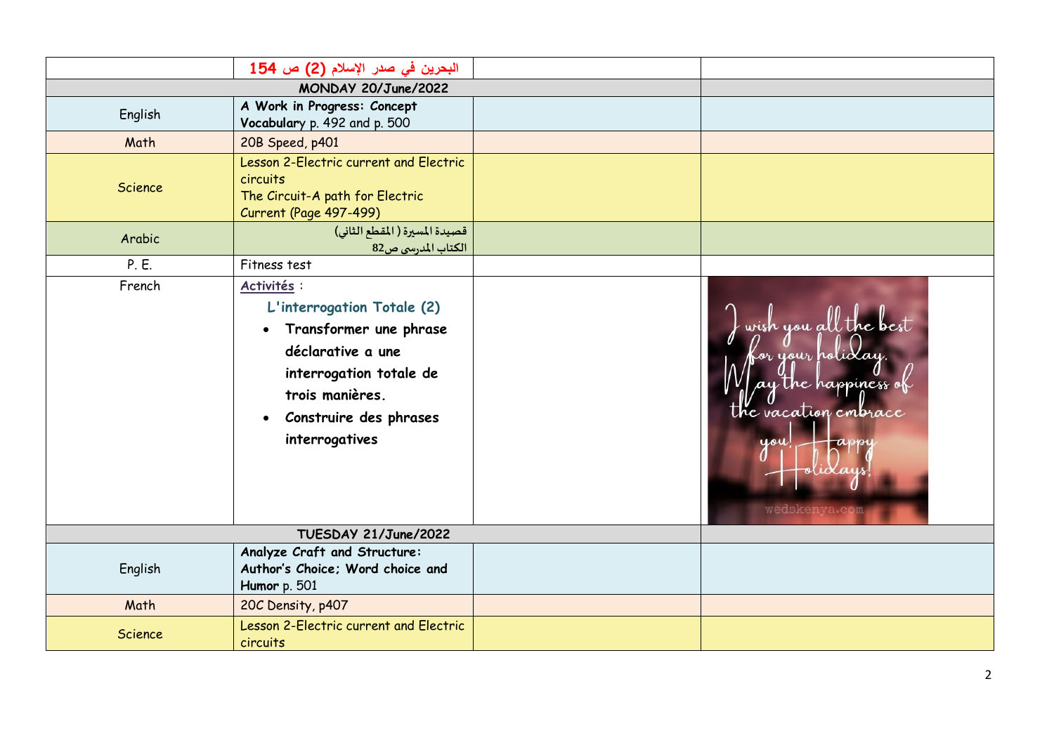| | البحرين في صدر الإسلام (2) ص 154 | | |
|---|---|---|---|
| **MONDAY 20/June/2022** | | | |
| English | **A Work in Progress: Concept Vocabulary** p. 492 and p. 500 | | |
| Math | 20B Speed, p401 | | |
| Science | Lesson 2-Electric current and Electric circuits<br>The Circuit-A path for Electric Current (Page 497-499) | | |
| Arabic | قصيدة المسيرة ( المقطع الثاني)<br>الكتاب المدرسي ص82 | | |
| P. E. | Fitness test | | |
| French | Activités :<br>L'interrogation Totale (2)<br>• **Transformer une phrase déclarative a une interrogation totale de trois manières.**<br>• **Construire des phrases interrogatives** | | I wish you all the best for your holiday. May the happiness of the vacation embrace you! Happy Holidays!<br>wedskenya.com |
| **TUESDAY 21/June/2022** | | | |
| English | **Analyze Craft and Structure: Author's Choice; Word choice and Humor** p. 501 | | |
| Math | 20C Density, p407 | | |
| Science | Lesson 2-Electric current and Electric circuits | | |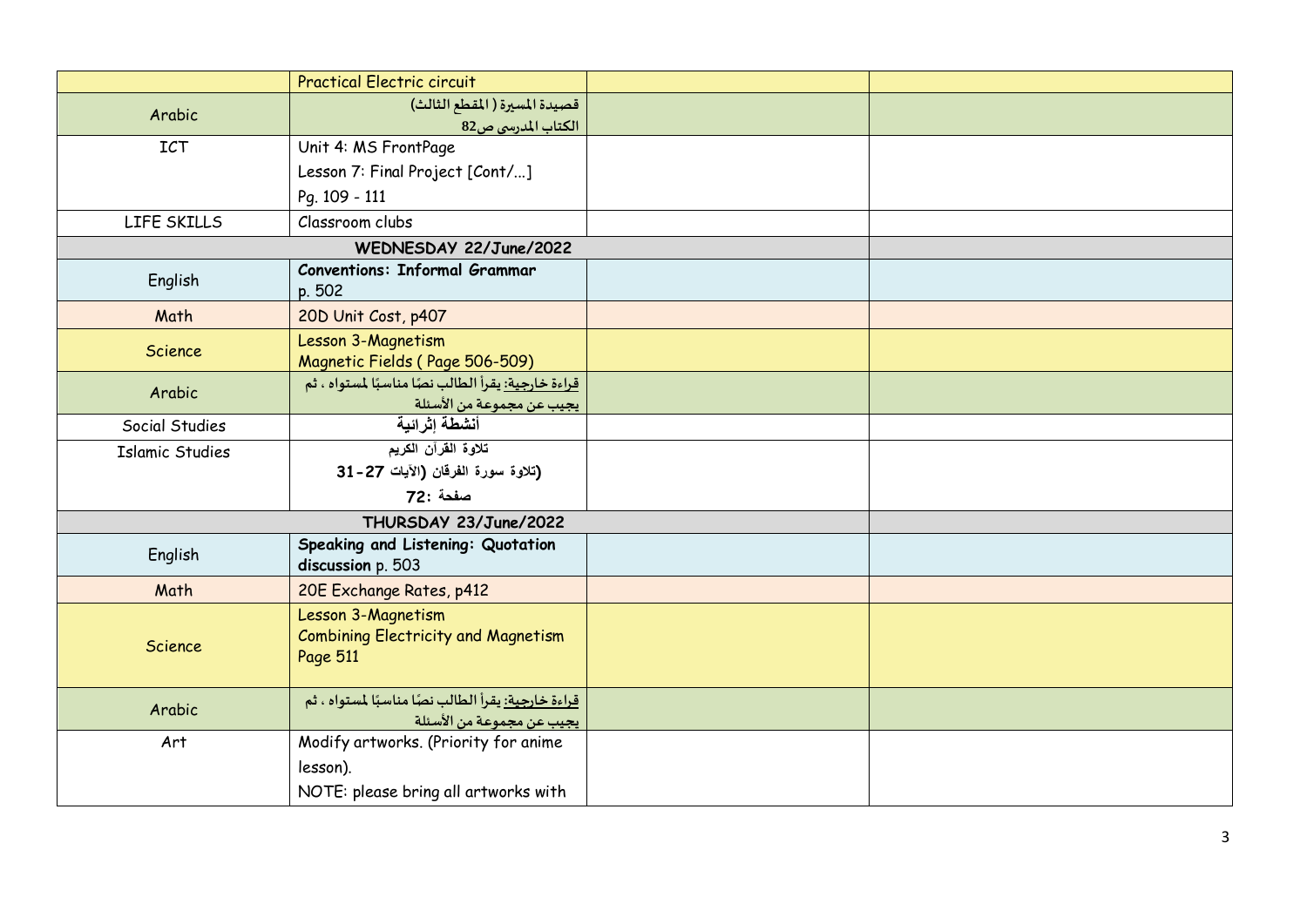| | | | |
|---|---|---|---|
| | Practical Electric circuit | | |
| Arabic | قصيدة المسيرة ( المقطع الثالث)<br>الكتاب المدرسي ص82 | | |
| ICT | Unit 4: MS FrontPage<br>Lesson 7: Final Project [Cont/...]<br>Pg. 109 - 111 | | |
| LIFE SKILLS | Classroom clubs | | |
| **WEDNESDAY 22/June/2022** | | | |
| English | **Conventions: Informal Grammar**<br>p. 502 | | |
| Math | 20D Unit Cost, p407 | | |
| Science | Lesson 3-Magnetism<br>Magnetic Fields ( Page 506-509) | | |
| Arabic | قراءة خارجية: يقرأ الطالب نصًا مناسبًا لمستواه ، ثم يجيب عن مجموعة من الأسئلة | | |
| Social Studies | **أنشطة إثرائية** | | |
| Islamic Studies | تلاوة القرآن الكريم<br>(تلاوة سورة الفرقان (الآيات 27-31<br>صفحة :72 | | |
| **THURSDAY 23/June/2022** | | | |
| English | **Speaking and Listening: Quotation discussion** p. 503 | | |
| Math | 20E Exchange Rates, p412 | | |
| Science | Lesson 3-Magnetism<br>Combining Electricity and Magnetism<br>Page 511 | | |
| Arabic | قراءة خارجية: يقرأ الطالب نصًا مناسبًا لمستواه ، ثم يجيب عن مجموعة من الأسئلة | | |
| Art | Modify artworks. (Priority for anime lesson).<br>NOTE: please bring all artworks with | | |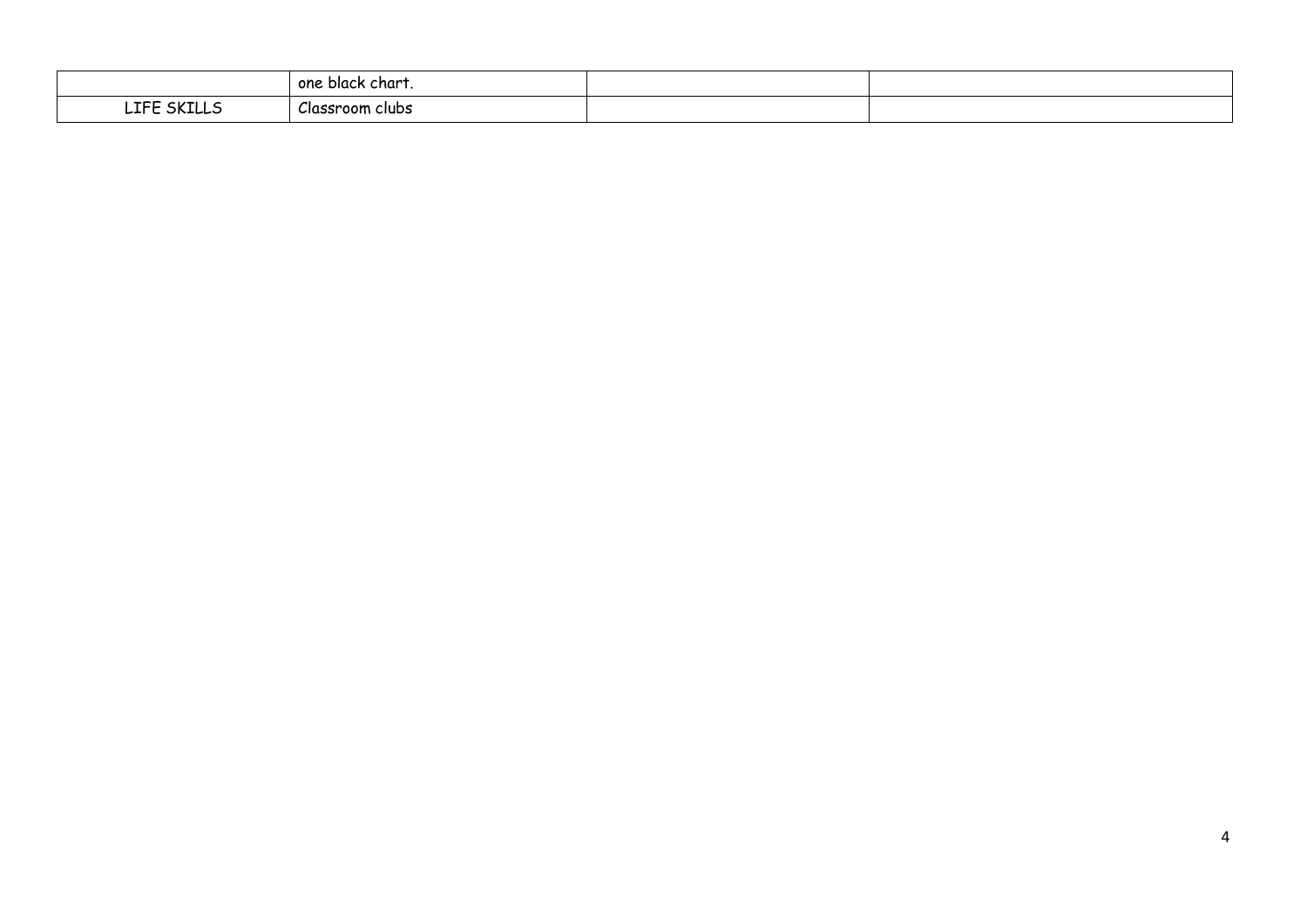| | | | |
|---|---|---|---|
| | one black chart. | | |
| LIFE SKILLS | Classroom clubs | | |